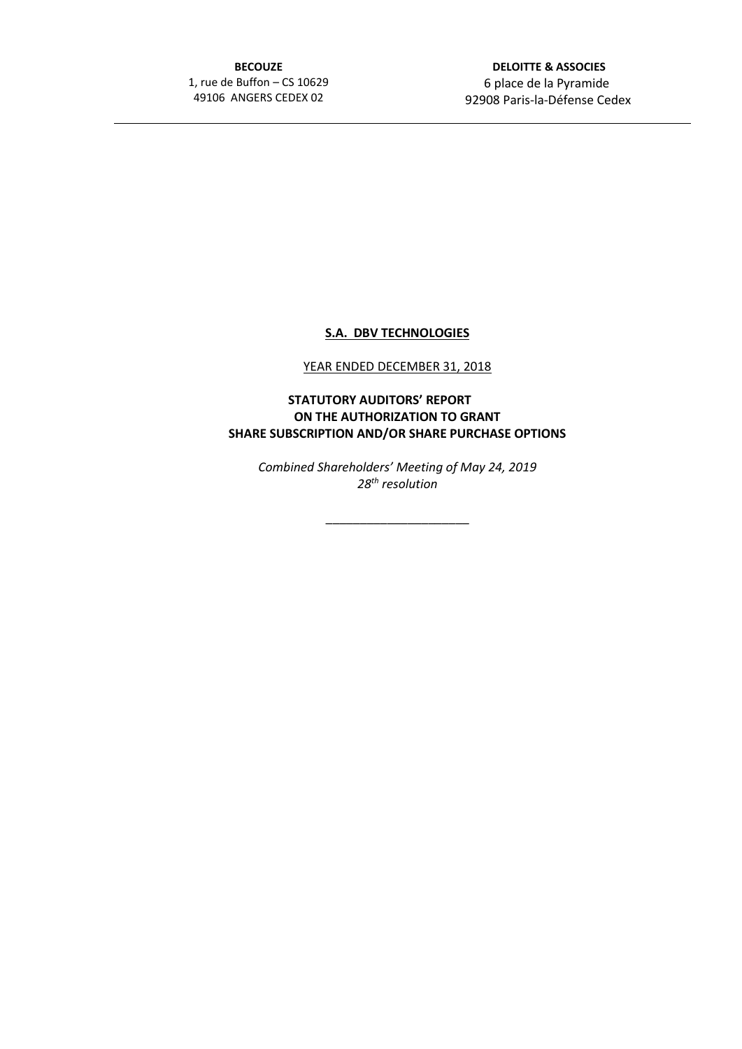**BECOUZE**
1, rue de Buffon – CS 10629
49106 ANGERS CEDEX 02

**DELOITTE & ASSOCIES**
6 place de la Pyramide
92908 Paris-la-Défense Cedex

---

**S.A. DBV TECHNOLOGIES**

YEAR ENDED DECEMBER 31, 2018

**STATUTORY AUDITORS' REPORT ON THE AUTHORIZATION TO GRANT SHARE SUBSCRIPTION AND/OR SHARE PURCHASE OPTIONS**

*Combined Shareholders' Meeting of May 24, 2019*
*28th resolution*

______________________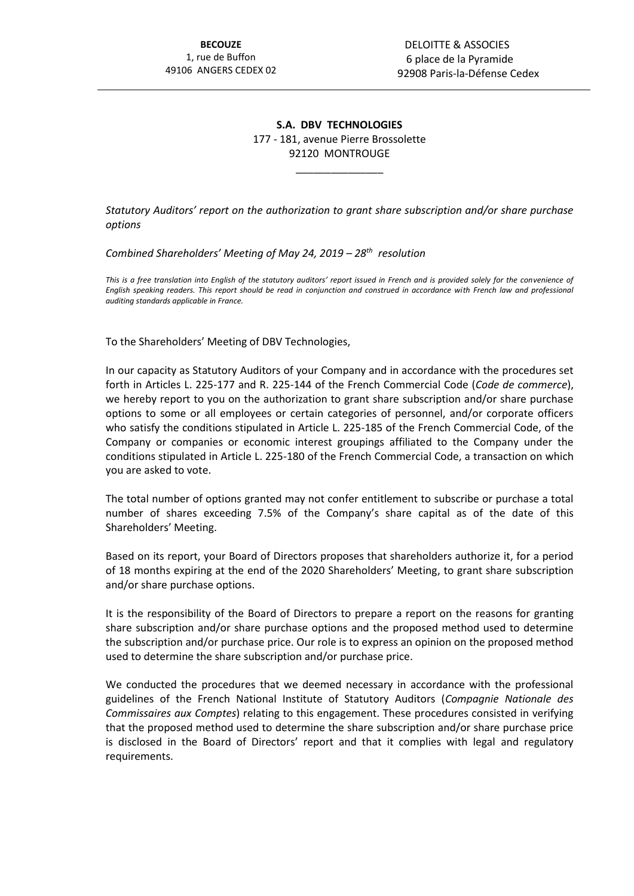**BECOUZE**
1, rue de Buffon
49106 ANGERS CEDEX 02

DELOITTE & ASSOCIES
6 place de la Pyramide
92908 Paris-la-Défense Cedex

---

**S.A. DBV TECHNOLOGIES**
177 - 181, avenue Pierre Brossolette
92120 MONTROUGE

---

*Statutory Auditors' report on the authorization to grant share subscription and/or share purchase options*

*Combined Shareholders' Meeting of May 24, 2019 – 28th resolution*

*This is a free translation into English of the statutory auditors' report issued in French and is provided solely for the convenience of English speaking readers. This report should be read in conjunction and construed in accordance with French law and professional auditing standards applicable in France.*

To the Shareholders' Meeting of DBV Technologies,

In our capacity as Statutory Auditors of your Company and in accordance with the procedures set forth in Articles L. 225-177 and R. 225-144 of the French Commercial Code (*Code de commerce*), we hereby report to you on the authorization to grant share subscription and/or share purchase options to some or all employees or certain categories of personnel, and/or corporate officers who satisfy the conditions stipulated in Article L. 225-185 of the French Commercial Code, of the Company or companies or economic interest groupings affiliated to the Company under the conditions stipulated in Article L. 225-180 of the French Commercial Code, a transaction on which you are asked to vote.

The total number of options granted may not confer entitlement to subscribe or purchase a total number of shares exceeding 7.5% of the Company's share capital as of the date of this Shareholders' Meeting.

Based on its report, your Board of Directors proposes that shareholders authorize it, for a period of 18 months expiring at the end of the 2020 Shareholders' Meeting, to grant share subscription and/or share purchase options.

It is the responsibility of the Board of Directors to prepare a report on the reasons for granting share subscription and/or share purchase options and the proposed method used to determine the subscription and/or purchase price. Our role is to express an opinion on the proposed method used to determine the share subscription and/or purchase price.

We conducted the procedures that we deemed necessary in accordance with the professional guidelines of the French National Institute of Statutory Auditors (*Compagnie Nationale des Commissaires aux Comptes*) relating to this engagement. These procedures consisted in verifying that the proposed method used to determine the share subscription and/or share purchase price is disclosed in the Board of Directors' report and that it complies with legal and regulatory requirements.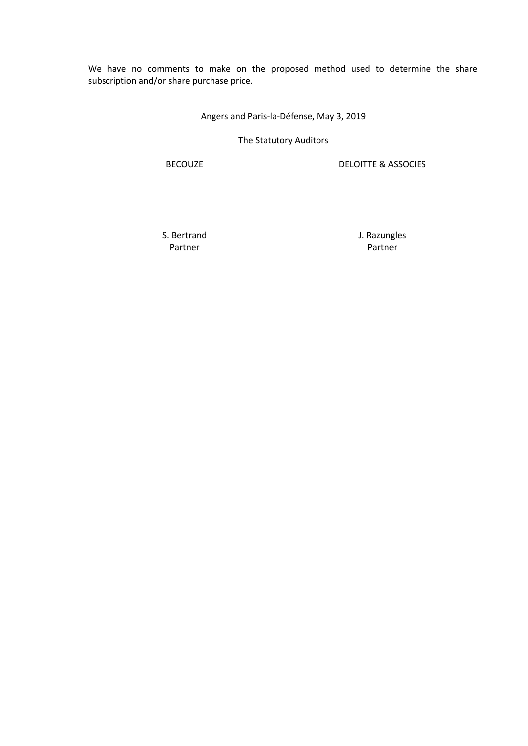We have no comments to make on the proposed method used to determine the share subscription and/or share purchase price.

Angers and Paris-la-Défense, May 3, 2019

The Statutory Auditors

| | |
|---|---|
| BECOUZE | DELOITTE & ASSOCIES |
| S. Bertrand<br>Partner | J. Razungles<br>Partner |